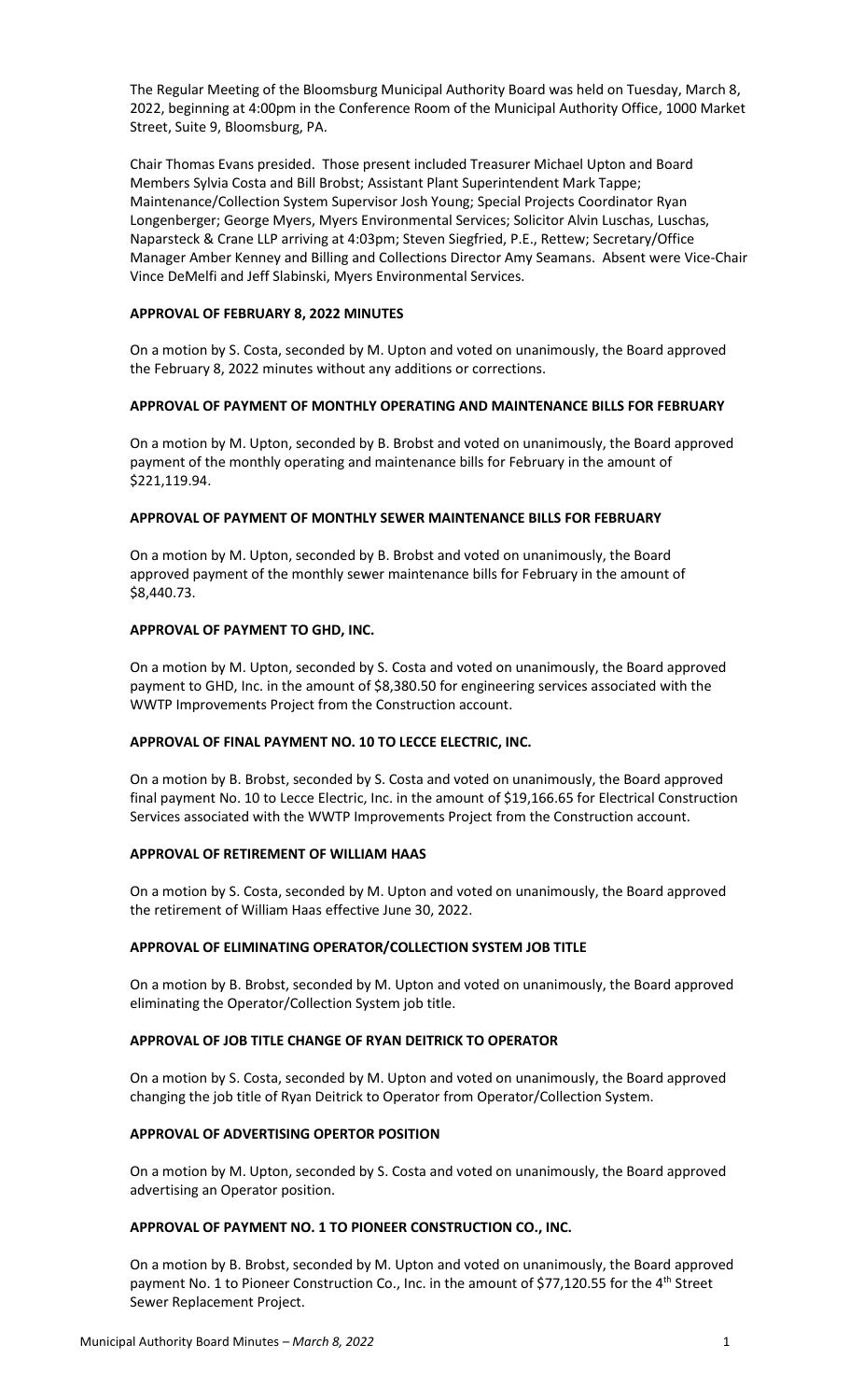The Regular Meeting of the Bloomsburg Municipal Authority Board was held on Tuesday, March 8, 2022, beginning at 4:00pm in the Conference Room of the Municipal Authority Office, 1000 Market Street, Suite 9, Bloomsburg, PA.

Chair Thomas Evans presided. Those present included Treasurer Michael Upton and Board Members Sylvia Costa and Bill Brobst; Assistant Plant Superintendent Mark Tappe; Maintenance/Collection System Supervisor Josh Young; Special Projects Coordinator Ryan Longenberger; George Myers, Myers Environmental Services; Solicitor Alvin Luschas, Luschas, Naparsteck & Crane LLP arriving at 4:03pm; Steven Siegfried, P.E., Rettew; Secretary/Office Manager Amber Kenney and Billing and Collections Director Amy Seamans. Absent were Vice-Chair Vince DeMelfi and Jeff Slabinski, Myers Environmental Services.

**APPROVAL OF FEBRUARY 8, 2022 MINUTES**

On a motion by S. Costa, seconded by M. Upton and voted on unanimously, the Board approved the February 8, 2022 minutes without any additions or corrections.

**APPROVAL OF PAYMENT OF MONTHLY OPERATING AND MAINTENANCE BILLS FOR FEBRUARY**

On a motion by M. Upton, seconded by B. Brobst and voted on unanimously, the Board approved payment of the monthly operating and maintenance bills for February in the amount of $221,119.94.

**APPROVAL OF PAYMENT OF MONTHLY SEWER MAINTENANCE BILLS FOR FEBRUARY**

On a motion by M. Upton, seconded by B. Brobst and voted on unanimously, the Board approved payment of the monthly sewer maintenance bills for February in the amount of $8,440.73.

**APPROVAL OF PAYMENT TO GHD, INC.**

On a motion by M. Upton, seconded by S. Costa and voted on unanimously, the Board approved payment to GHD, Inc. in the amount of $8,380.50 for engineering services associated with the WWTP Improvements Project from the Construction account.

**APPROVAL OF FINAL PAYMENT NO. 10 TO LECCE ELECTRIC, INC.**

On a motion by B. Brobst, seconded by S. Costa and voted on unanimously, the Board approved final payment No. 10 to Lecce Electric, Inc. in the amount of $19,166.65 for Electrical Construction Services associated with the WWTP Improvements Project from the Construction account.

**APPROVAL OF RETIREMENT OF WILLIAM HAAS**

On a motion by S. Costa, seconded by M. Upton and voted on unanimously, the Board approved the retirement of William Haas effective June 30, 2022.

**APPROVAL OF ELIMINATING OPERATOR/COLLECTION SYSTEM JOB TITLE**

On a motion by B. Brobst, seconded by M. Upton and voted on unanimously, the Board approved eliminating the Operator/Collection System job title.

**APPROVAL OF JOB TITLE CHANGE OF RYAN DEITRICK TO OPERATOR**

On a motion by S. Costa, seconded by M. Upton and voted on unanimously, the Board approved changing the job title of Ryan Deitrick to Operator from Operator/Collection System.

**APPROVAL OF ADVERTISING OPERTOR POSITION**

On a motion by M. Upton, seconded by S. Costa and voted on unanimously, the Board approved advertising an Operator position.

**APPROVAL OF PAYMENT NO. 1 TO PIONEER CONSTRUCTION CO., INC.**

On a motion by B. Brobst, seconded by M. Upton and voted on unanimously, the Board approved payment No. 1 to Pioneer Construction Co., Inc. in the amount of $77,120.55 for the 4th Street Sewer Replacement Project.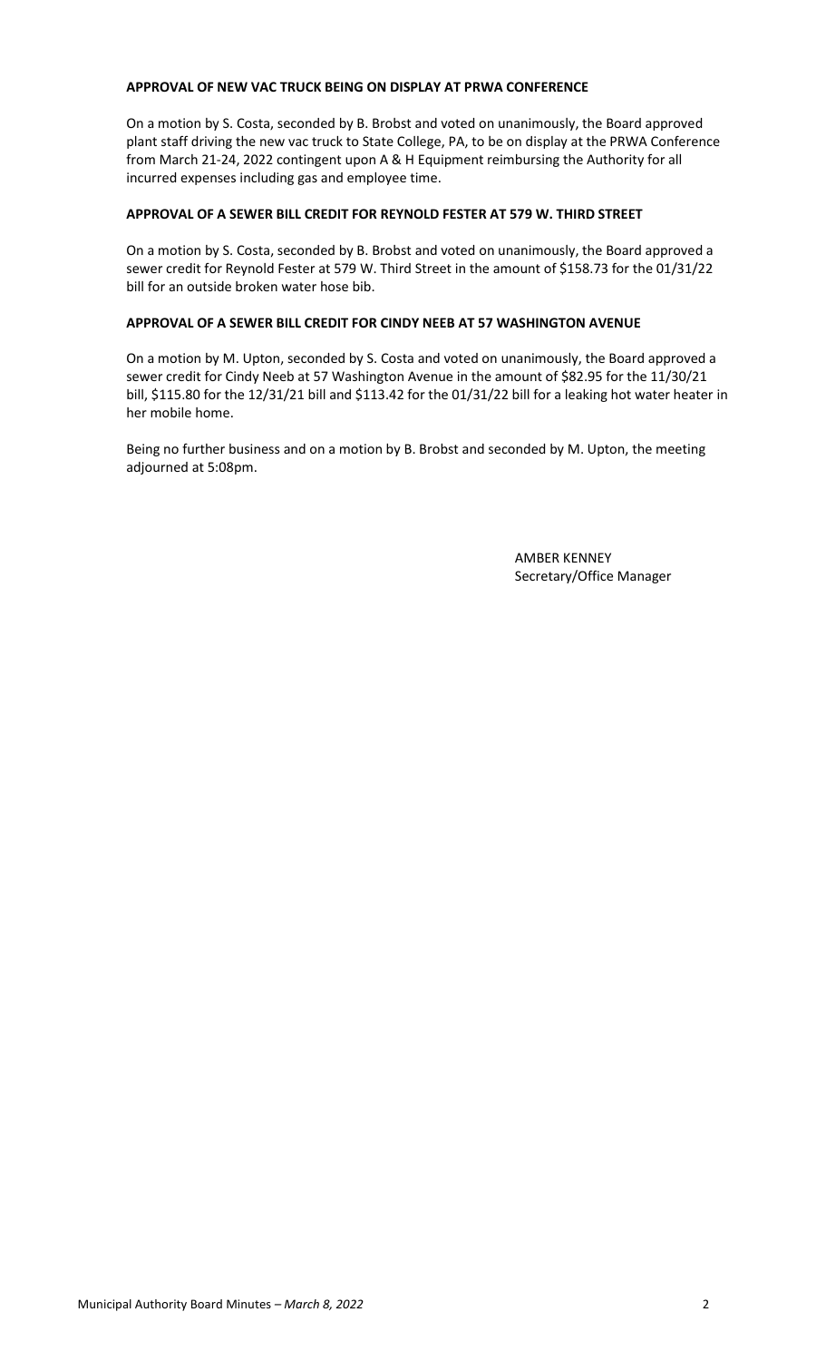**APPROVAL OF NEW VAC TRUCK BEING ON DISPLAY AT PRWA CONFERENCE**

On a motion by S. Costa, seconded by B. Brobst and voted on unanimously, the Board approved plant staff driving the new vac truck to State College, PA, to be on display at the PRWA Conference from March 21-24, 2022 contingent upon A & H Equipment reimbursing the Authority for all incurred expenses including gas and employee time.

**APPROVAL OF A SEWER BILL CREDIT FOR REYNOLD FESTER AT 579 W. THIRD STREET**

On a motion by S. Costa, seconded by B. Brobst and voted on unanimously, the Board approved a sewer credit for Reynold Fester at 579 W. Third Street in the amount of $158.73 for the 01/31/22 bill for an outside broken water hose bib.

**APPROVAL OF A SEWER BILL CREDIT FOR CINDY NEEB AT 57 WASHINGTON AVENUE**

On a motion by M. Upton, seconded by S. Costa and voted on unanimously, the Board approved a sewer credit for Cindy Neeb at 57 Washington Avenue in the amount of $82.95 for the 11/30/21 bill, $115.80 for the 12/31/21 bill and $113.42 for the 01/31/22 bill for a leaking hot water heater in her mobile home.

Being no further business and on a motion by B. Brobst and seconded by M. Upton, the meeting adjourned at 5:08pm.

AMBER KENNEY
Secretary/Office Manager